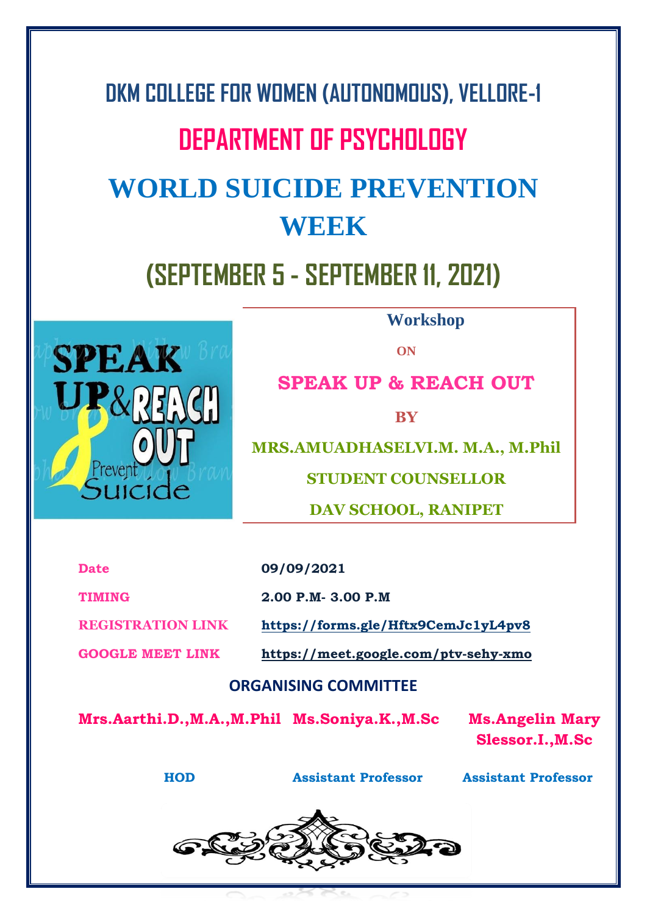# DKM COLLEGE FOR WOMEN (AUTONOMOUS), VELLORE-1

## DEPARTMENT OF PSYCHOLOGY

## WORLD SUICIDE PREVENTION WEEK

## (SEPTEMBER 5 - SEPTEMBER 11, 2021)

SPEAK UP & REACH OUT
Prevent Suicide

**Workshop**

**ON**

**SPEAK UP & REACH OUT**

**BY**

**MRS.AMUADHASELVI.M. M.A., M.Phil**

**STUDENT COUNSELLOR**

**DAV SCHOOL, RANIPET**

| | |
|---|---|
| **Date** | **09/09/2021** |
| **TIMING** | **2.00 P.M- 3.00 P.M** |
| **REGISTRATION LINK** | **https://forms.gle/Hftx9CemJc1yL4pv8** |
| **GOOGLE MEET LINK** | **https://meet.google.com/ptv-sehy-xmo** |

**ORGANISING COMMITTEE**

| Mrs.Aarthi.D.,M.A.,M.Phil | Ms.Soniya.K.,M.Sc | Ms.Angelin Mary Slessor.I.,M.Sc |
|---|---|---|
| HOD | Assistant Professor | Assistant Professor |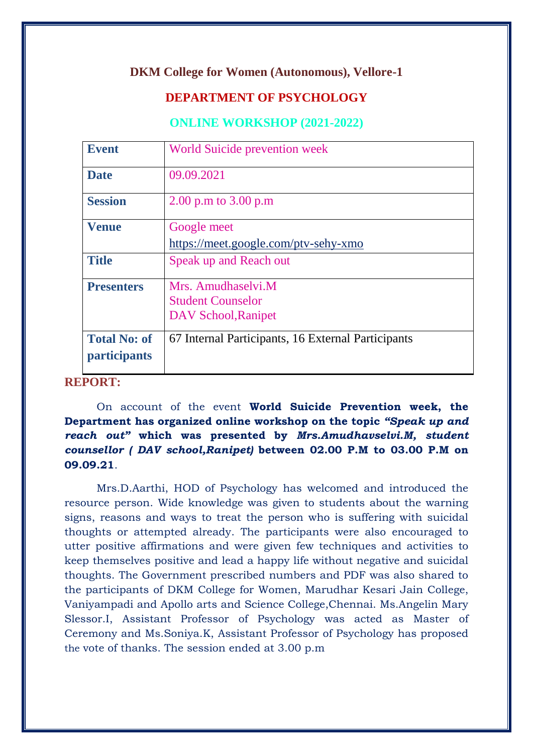## DKM College for Women (Autonomous), Vellore-1

## DEPARTMENT OF PSYCHOLOGY

### ONLINE WORKSHOP (2021-2022)

| | |
|---|---|
| **Event** | World Suicide prevention week |
| **Date** | 09.09.2021 |
| **Session** | 2.00 p.m to 3.00 p.m |
| **Venue** | Google meet https://meet.google.com/ptv-sehy-xmo |
| **Title** | Speak up and Reach out |
| **Presenters** | Mrs. Amudhaselvi.M<br>Student Counselor<br>DAV School,Ranipet |
| **Total No: of participants** | 67 Internal Participants, 16 External Participants |

**REPORT:**

On account of the event **World Suicide Prevention week, the Department has organized online workshop on the topic *"Speak up and reach out"* which was presented by *Mrs.Amudhavselvi.M, student counsellor ( DAV school,Ranipet)* between 02.00 P.M to 03.00 P.M on 09.09.21**.

Mrs.D.Aarthi, HOD of Psychology has welcomed and introduced the resource person. Wide knowledge was given to students about the warning signs, reasons and ways to treat the person who is suffering with suicidal thoughts or attempted already. The participants were also encouraged to utter positive affirmations and were given few techniques and activities to keep themselves positive and lead a happy life without negative and suicidal thoughts. The Government prescribed numbers and PDF was also shared to the participants of DKM College for Women, Marudhar Kesari Jain College, Vaniyampadi and Apollo arts and Science College,Chennai. Ms.Angelin Mary Slessor.I, Assistant Professor of Psychology was acted as Master of Ceremony and Ms.Soniya.K, Assistant Professor of Psychology has proposed the vote of thanks. The session ended at 3.00 p.m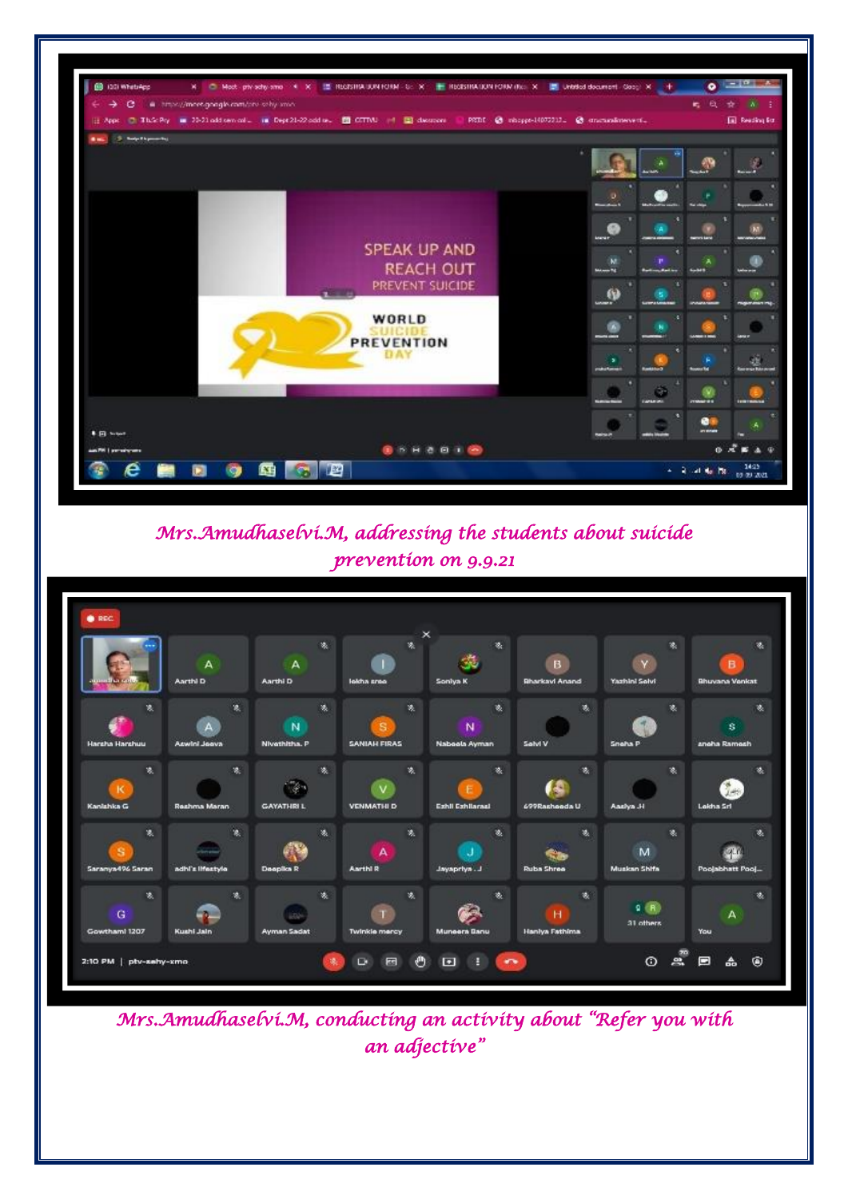*Mrs.Amudhaselvi.M, addressing the students about suicide prevention on 9.9.21*

*Mrs.Amudhaselvi.M, conducting an activity about "Refer you with an adjective"*